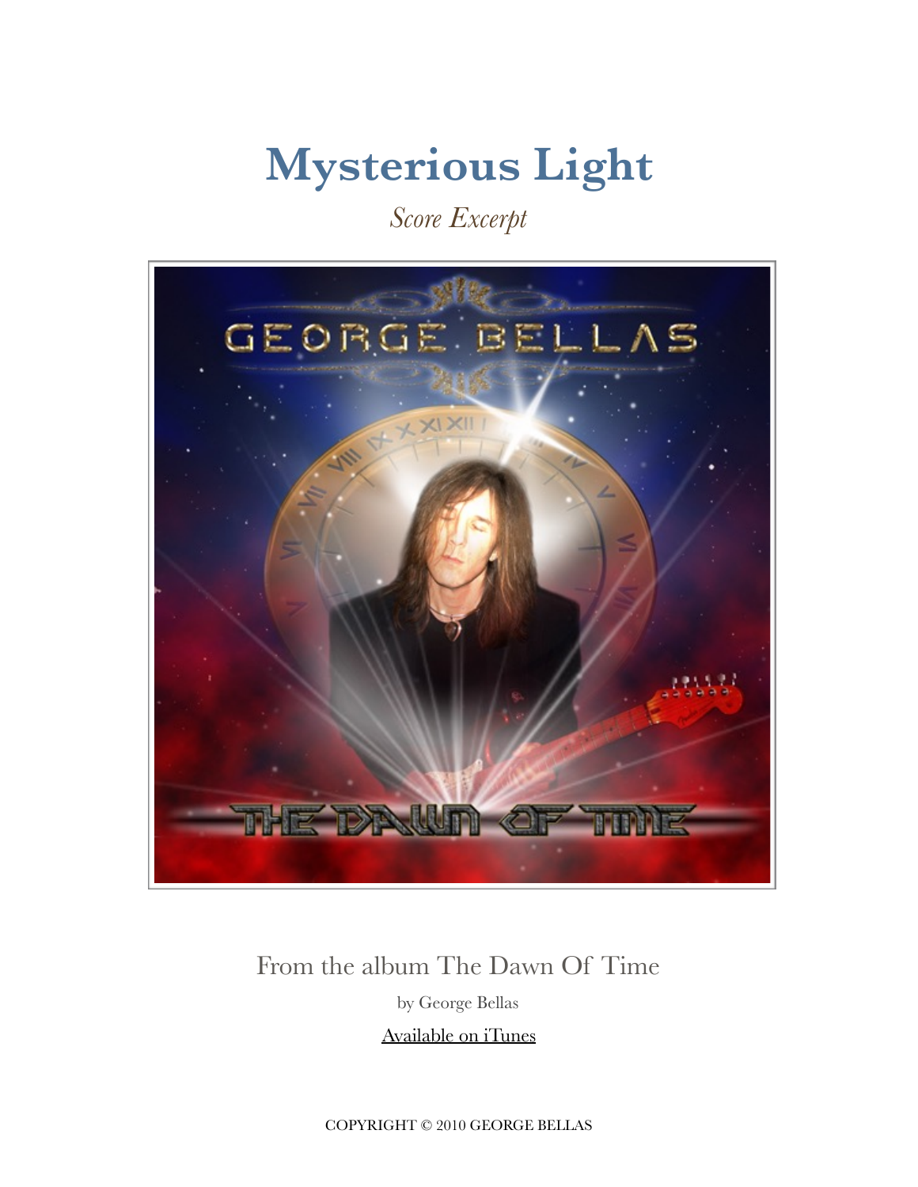# Mysterious Light

*Score Excerpt*

From the album The Dawn Of Time

by George Bellas

Available on iTunes

COPYRIGHT © 2010 GEORGE BELLAS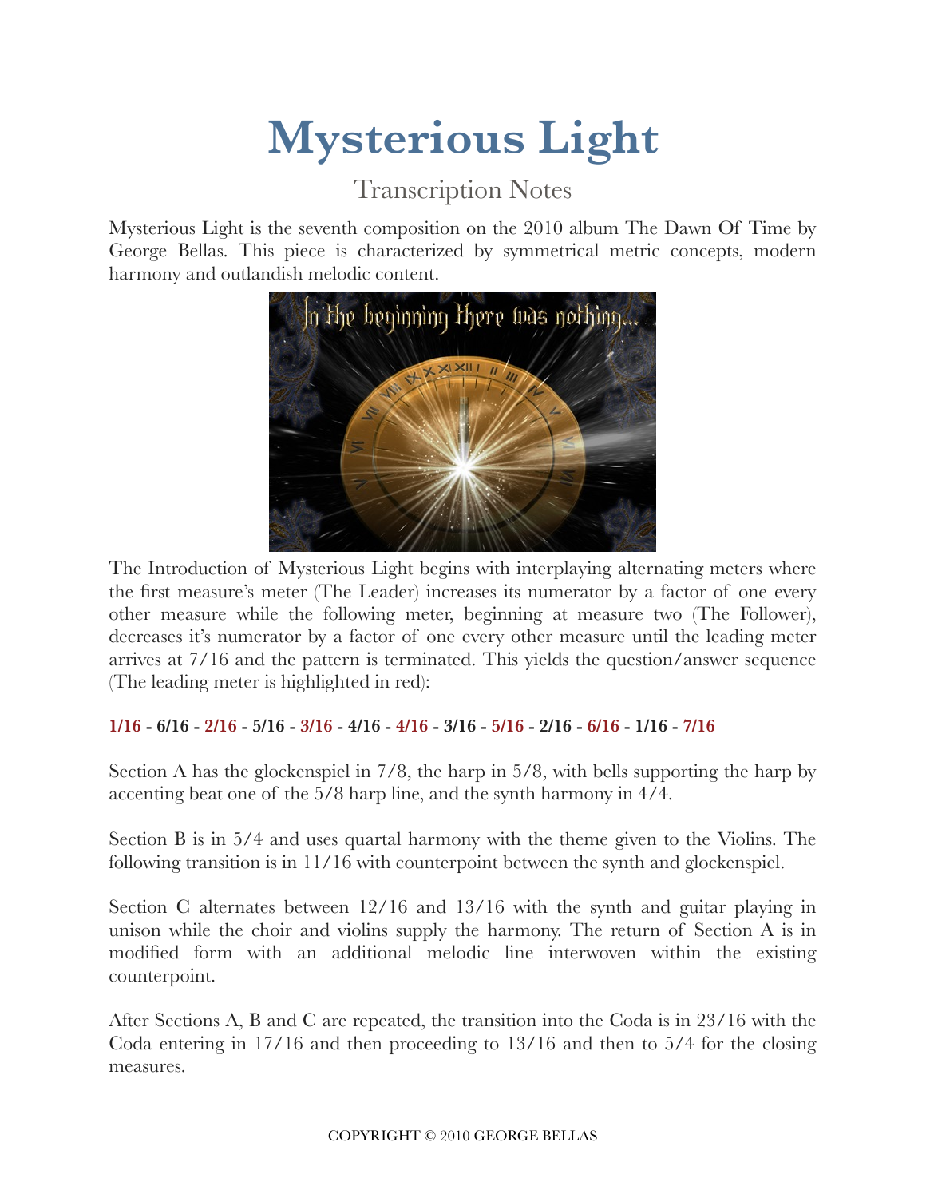# Mysterious Light

## Transcription Notes

Mysterious Light is the seventh composition on the 2010 album The Dawn Of Time by George Bellas. This piece is characterized by symmetrical metric concepts, modern harmony and outlandish melodic content.

The Introduction of Mysterious Light begins with interplaying alternating meters where the first measure's meter (The Leader) increases its numerator by a factor of one every other measure while the following meter, beginning at measure two (The Follower), decreases it's numerator by a factor of one every other measure until the leading meter arrives at 7/16 and the pattern is terminated. This yields the question/answer sequence (The leading meter is highlighted in red):

**1/16 - 6/16 - 2/16 - 5/16 - 3/16 - 4/16 - 4/16 - 3/16 - 5/16 - 2/16 - 6/16 - 1/16 - 7/16**

Section A has the glockenspiel in 7/8, the harp in 5/8, with bells supporting the harp by accenting beat one of the 5/8 harp line, and the synth harmony in 4/4.

Section B is in 5/4 and uses quartal harmony with the theme given to the Violins. The following transition is in 11/16 with counterpoint between the synth and glockenspiel.

Section C alternates between 12/16 and 13/16 with the synth and guitar playing in unison while the choir and violins supply the harmony. The return of Section A is in modified form with an additional melodic line interwoven within the existing counterpoint.

After Sections A, B and C are repeated, the transition into the Coda is in 23/16 with the Coda entering in 17/16 and then proceeding to 13/16 and then to 5/4 for the closing measures.

COPYRIGHT © 2010 GEORGE BELLAS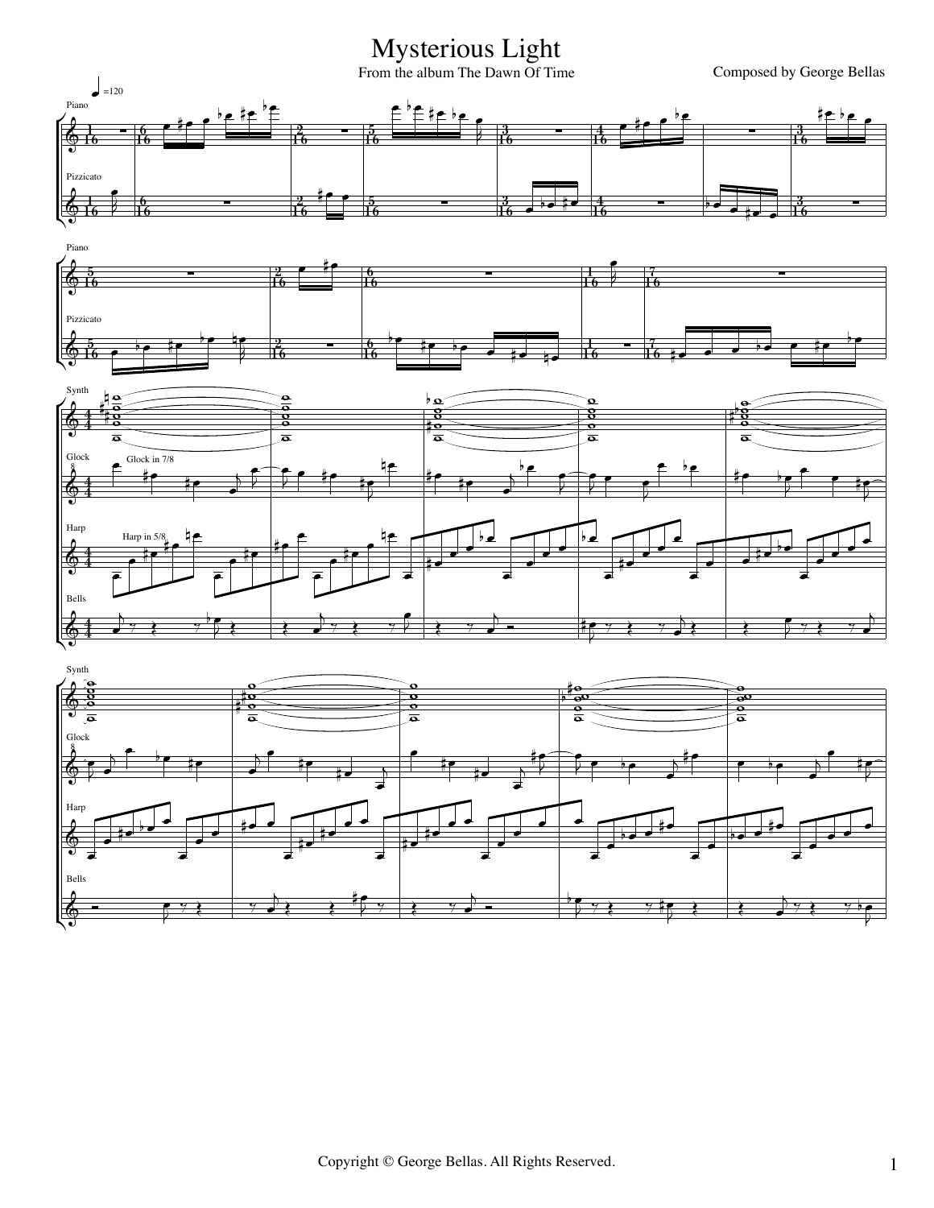# Mysterious Light

From the album The Dawn Of Time

Composed by George Bellas

Copyright © George Bellas. All Rights Reserved.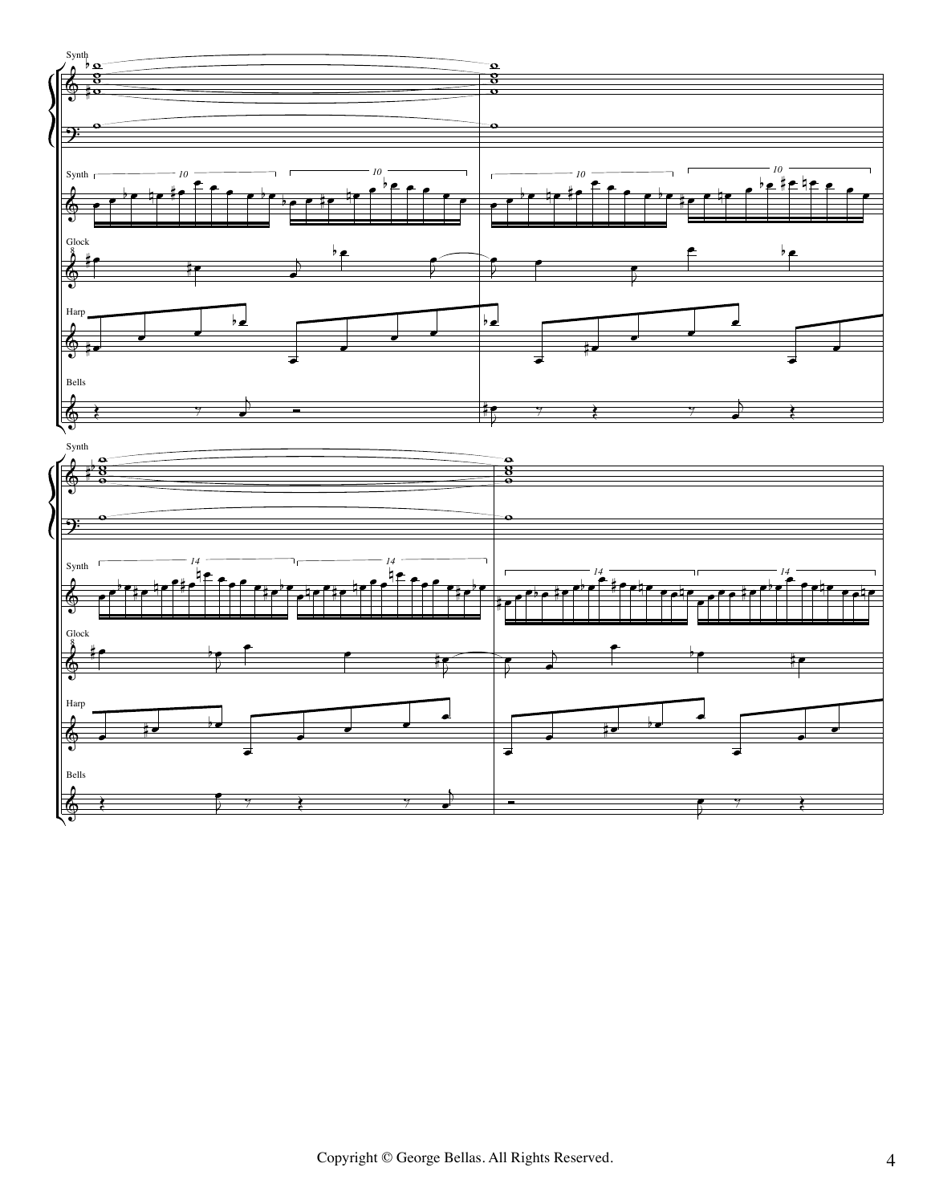Copyright © George Bellas. All Rights Reserved.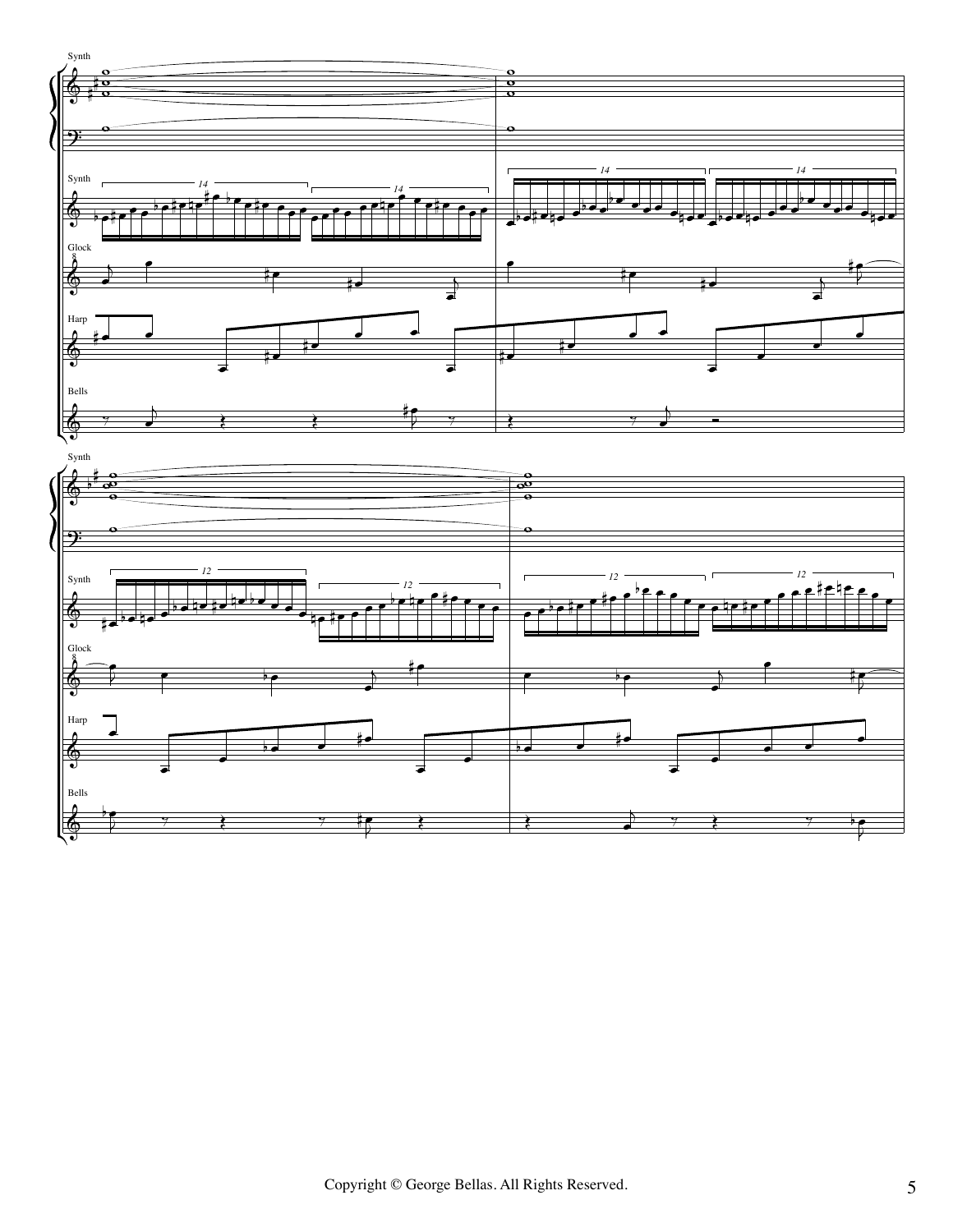Synth

Synth

Glock

Harp

Bells

Synth

Synth

Glock

Harp

Bells

Copyright © George Bellas. All Rights Reserved.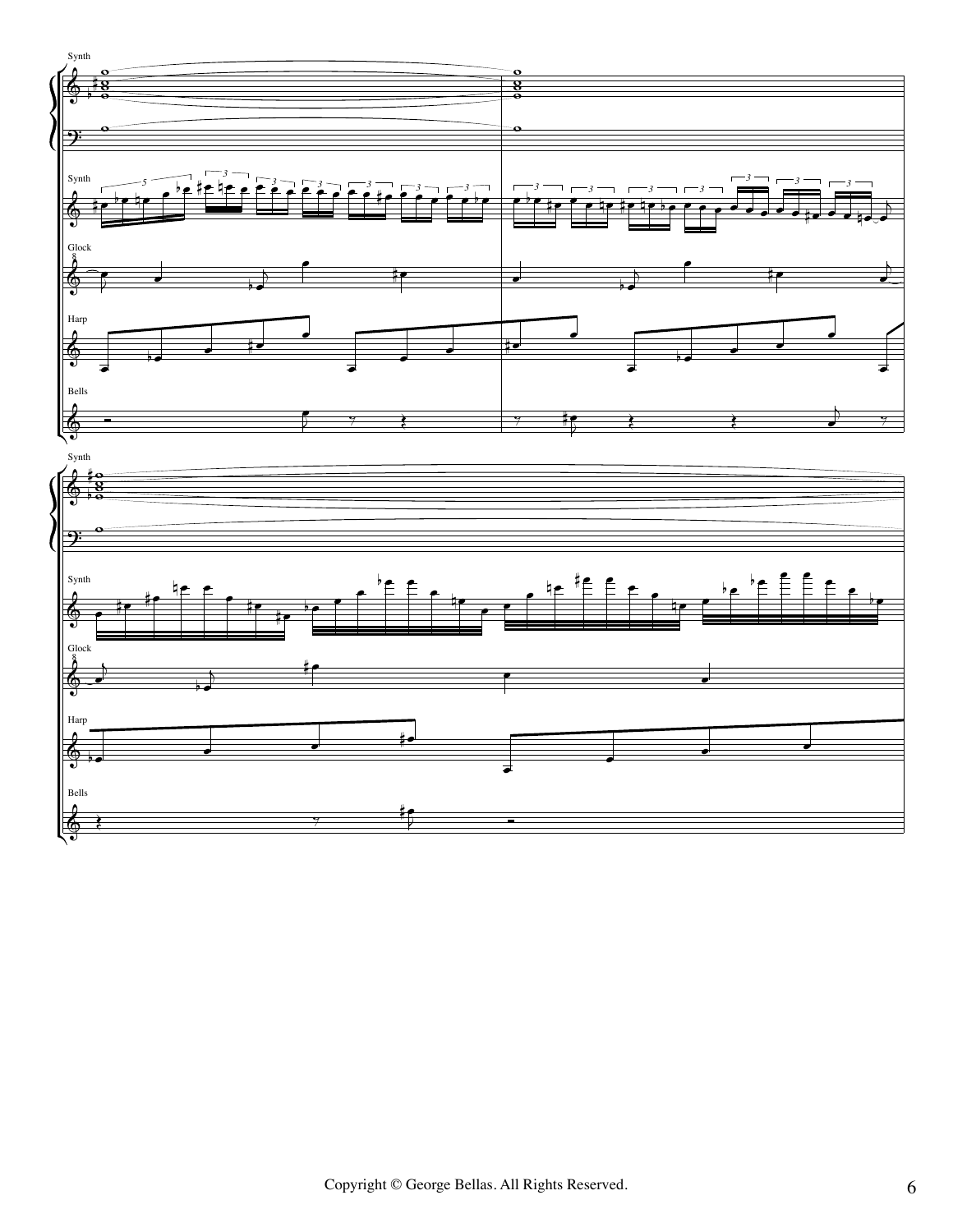Synth

Synth

Glock

Harp

Bells

Synth

Synth

Glock

Harp

Bells

Copyright © George Bellas. All Rights Reserved.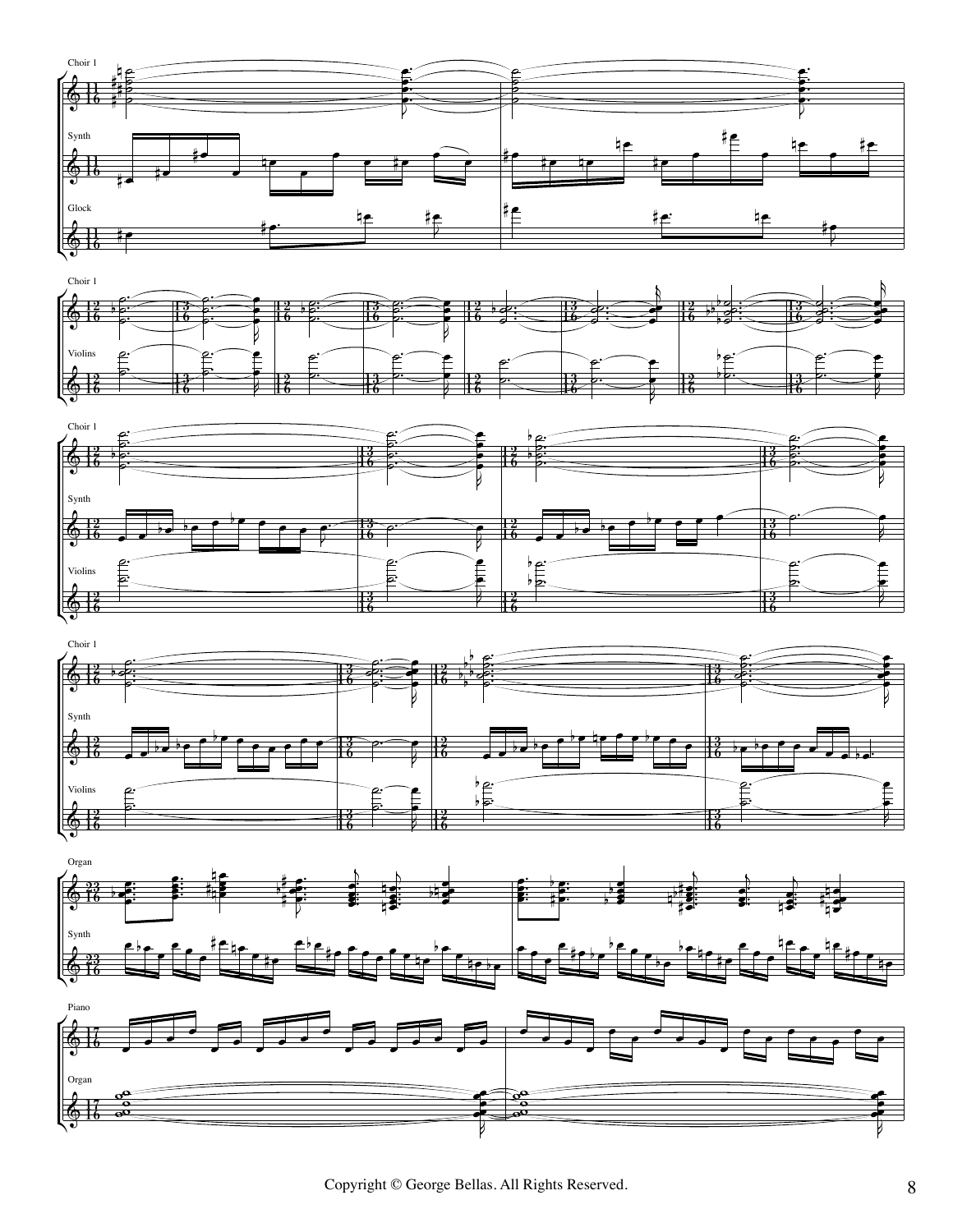Choir 1

Synth

Glock

Choir 1

Violins

Choir 1

Synth

Violins

Choir 1

Synth

Violins

Organ

Synth

Piano

Organ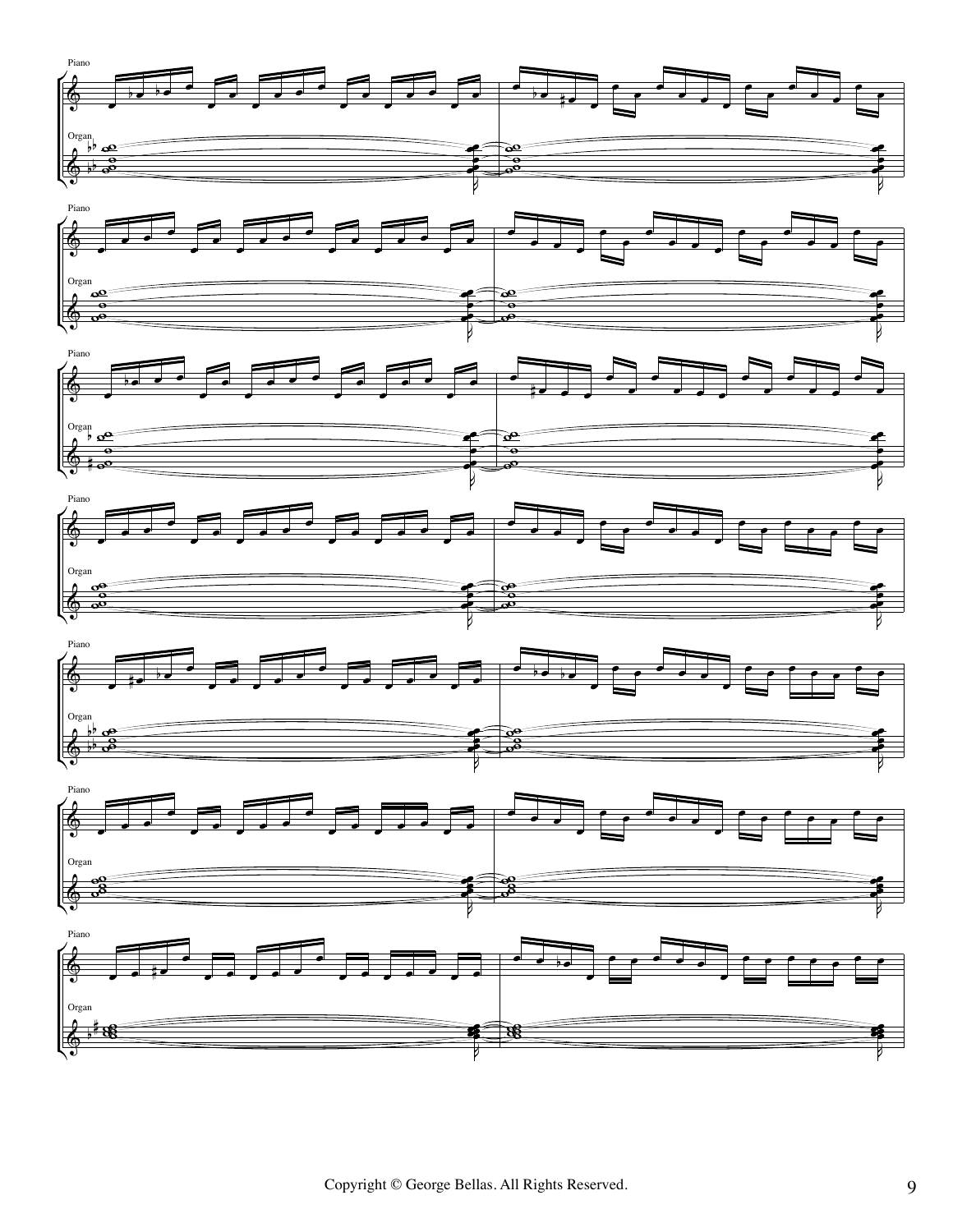Copyright © George Bellas. All Rights Reserved.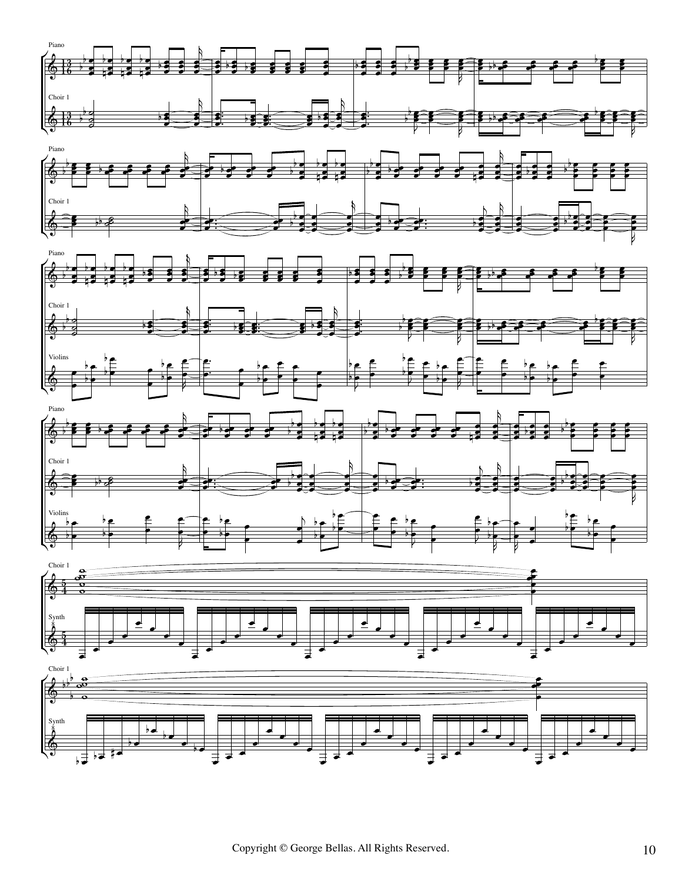Copyright © George Bellas. All Rights Reserved.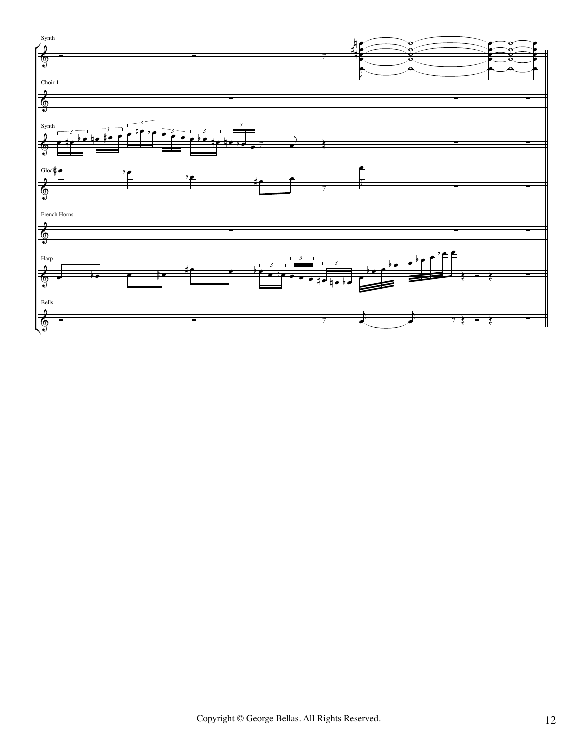Synth

Choir 1

Synth

Glock

French Horns

Harp

Bells

Copyright © George Bellas. All Rights Reserved.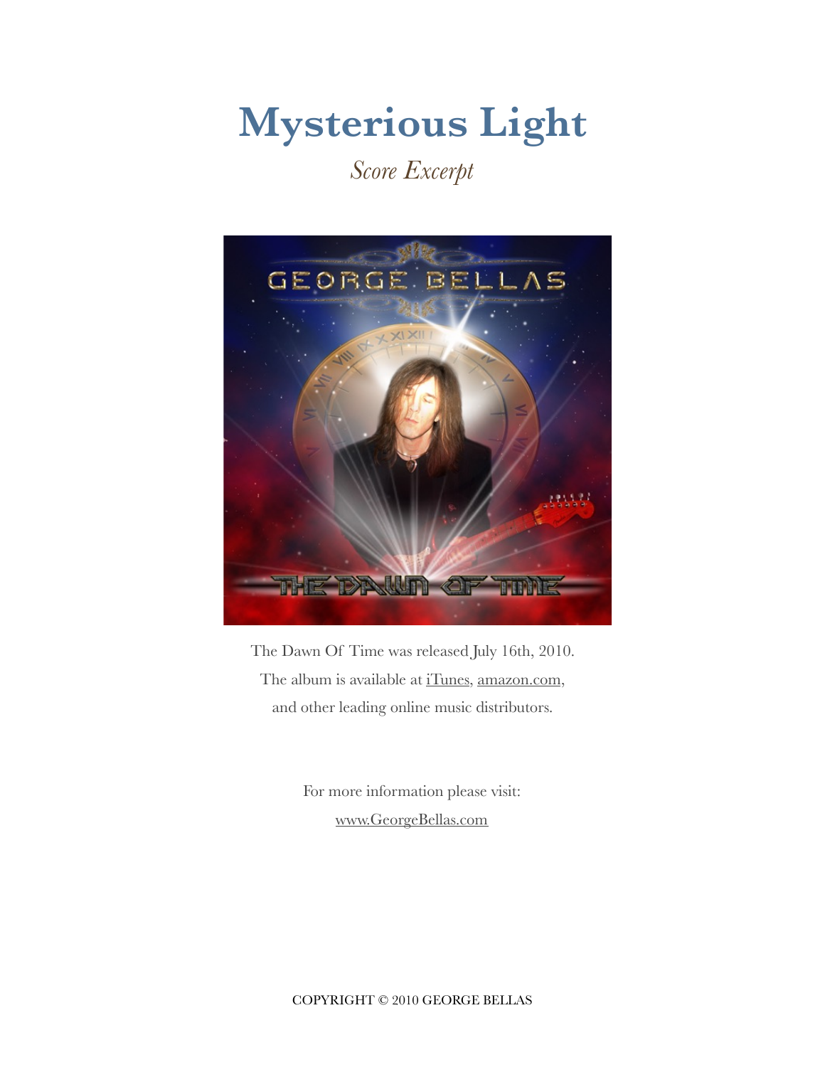# Mysterious Light

*Score Excerpt*

The Dawn Of Time was released July 16th, 2010.
The album is available at iTunes, amazon.com,
and other leading online music distributors.

For more information please visit:
www.GeorgeBellas.com

COPYRIGHT © 2010 GEORGE BELLAS